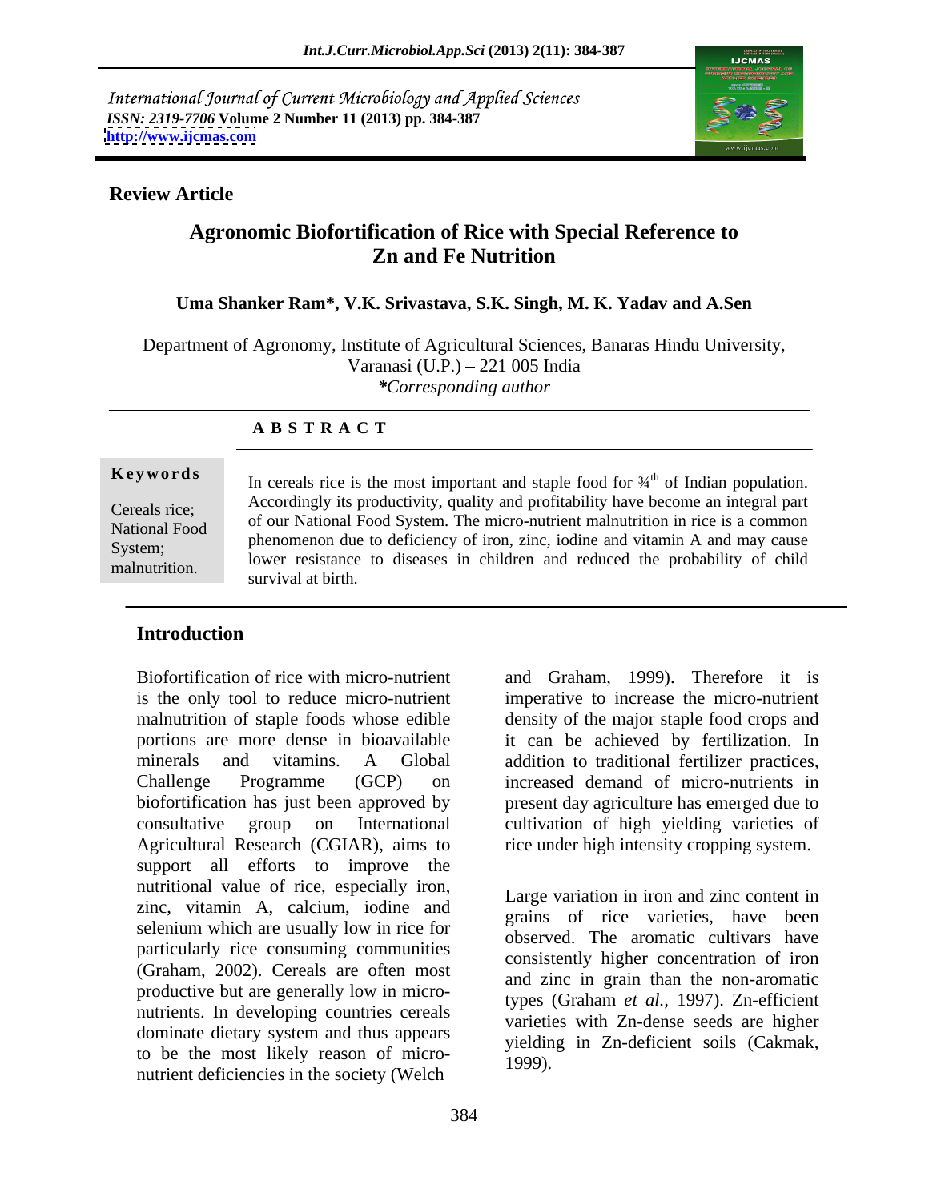International Journal of Current Microbiology and Applied Sciences
*ISSN: 2319-7706* **Volume 2 Number 11 (2013) pp. 384-387**
**http://www.ijcmas.com**

**Review Article**

# Agronomic Biofortification of Rice with Special Reference to Zn and Fe Nutrition

**Uma Shanker Ram*, V.K. Srivastava, S.K. Singh, M. K. Yadav and A.Sen**

Department of Agronomy, Institute of Agricultural Sciences, Banaras Hindu University, Varanasi (U.P.) – 221 005 India
*\*Corresponding author*

## A B S T R A C T

**Keywords**

Cereals rice; National Food System; malnutrition.

In cereals rice is the most important and staple food for ¾th of Indian population. Accordingly its productivity, quality and profitability have become an integral part of our National Food System. The micro-nutrient malnutrition in rice is a common phenomenon due to deficiency of iron, zinc, iodine and vitamin A and may cause lower resistance to diseases in children and reduced the probability of child survival at birth.

## Introduction

Biofortification of rice with micro-nutrient is the only tool to reduce micro-nutrient malnutrition of staple foods whose edible portions are more dense in bioavailable minerals and vitamins. A Global Challenge Programme (GCP) on biofortification has just been approved by consultative group on International Agricultural Research (CGIAR), aims to support all efforts to improve the nutritional value of rice, especially iron, zinc, vitamin A, calcium, iodine and selenium which are usually low in rice for particularly rice consuming communities (Graham, 2002). Cereals are often most productive but are generally low in micro-nutrients. In developing countries cereals dominate dietary system and thus appears to be the most likely reason of micro-nutrient deficiencies in the society (Welch and Graham, 1999). Therefore it is imperative to increase the micro-nutrient density of the major staple food crops and it can be achieved by fertilization. In addition to traditional fertilizer practices, increased demand of micro-nutrients in present day agriculture has emerged due to cultivation of high yielding varieties of rice under high intensity cropping system.

Large variation in iron and zinc content in grains of rice varieties, have been observed. The aromatic cultivars have consistently higher concentration of iron and zinc in grain than the non-aromatic types (Graham *et al.,* 1997). Zn-efficient varieties with Zn-dense seeds are higher yielding in Zn-deficient soils (Cakmak, 1999).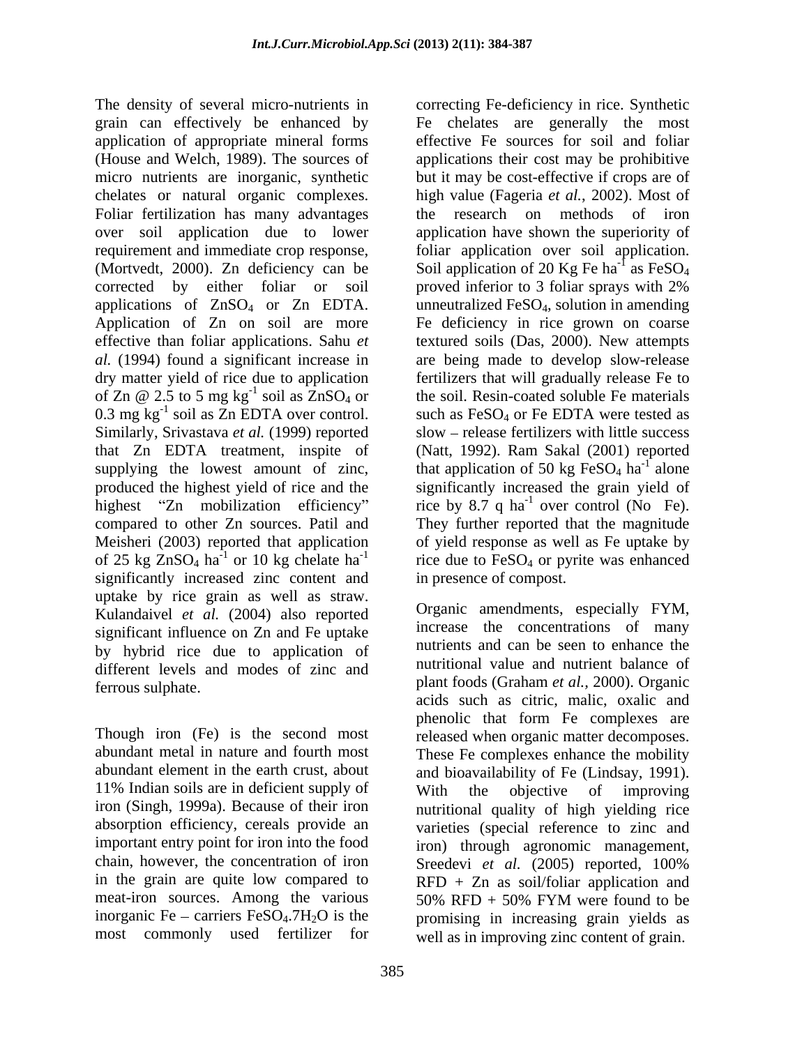The density of several micro-nutrients in grain can effectively be enhanced by application of appropriate mineral forms (House and Welch, 1989). The sources of micro nutrients are inorganic, synthetic chelates or natural organic complexes. Foliar fertilization has many advantages over soil application due to lower requirement and immediate crop response, (Mortvedt, 2000). Zn deficiency can be corrected by either foliar or soil applications of $ZnSO_4$ or Zn EDTA. Application of Zn on soil are more effective than foliar applications. Sahu *et al.* (1994) found a significant increase in dry matter yield of rice due to application of Zn @ 2.5 to 5 mg $kg^{-1}$ soil as $ZnSO_4$ or 0.3 mg $kg^{-1}$ soil as Zn EDTA over control. Similarly, Srivastava *et al.* (1999) reported that Zn EDTA treatment, inspite of supplying the lowest amount of zinc, produced the highest yield of rice and the highest "Zn mobilization efficiency" compared to other Zn sources. Patil and Meisheri (2003) reported that application of 25 kg $ZnSO_4$ $ha^{-1}$ or 10 kg chelate $ha^{-1}$ significantly increased zinc content and uptake by rice grain as well as straw. Kulandaivel *et al.* (2004) also reported significant influence on Zn and Fe uptake by hybrid rice due to application of different levels and modes of zinc and ferrous sulphate.

Though iron (Fe) is the second most abundant metal in nature and fourth most abundant element in the earth crust, about 11% Indian soils are in deficient supply of iron (Singh, 1999a). Because of their iron absorption efficiency, cereals provide an important entry point for iron into the food chain, however, the concentration of iron in the grain are quite low compared to meat-iron sources. Among the various inorganic Fe – carriers $FeSO_4.7H_2O$ is the most commonly used fertilizer for correcting Fe-deficiency in rice. Synthetic Fe chelates are generally the most effective Fe sources for soil and foliar applications their cost may be prohibitive but it may be cost-effective if crops are of high value (Fageria *et al.*, 2002). Most of the research on methods of iron application have shown the superiority of foliar application over soil application. Soil application of 20 Kg Fe $ha^{-1}$ as $FeSO_4$ proved inferior to 3 foliar sprays with 2% unneutralized $FeSO_4$, solution in amending Fe deficiency in rice grown on coarse textured soils (Das, 2000). New attempts are being made to develop slow-release fertilizers that will gradually release Fe to the soil. Resin-coated soluble Fe materials such as $FeSO_4$ or Fe EDTA were tested as slow – release fertilizers with little success (Natt, 1992). Ram Sakal (2001) reported that application of 50 kg $FeSO_4$ $ha^{-1}$ alone significantly increased the grain yield of rice by 8.7 q $ha^{-1}$ over control (No Fe). They further reported that the magnitude of yield response as well as Fe uptake by rice due to $FeSO_4$ or pyrite was enhanced in presence of compost.

Organic amendments, especially FYM, increase the concentrations of many nutrients and can be seen to enhance the nutritional value and nutrient balance of plant foods (Graham *et al.*, 2000). Organic acids such as citric, malic, oxalic and phenolic that form Fe complexes are released when organic matter decomposes. These Fe complexes enhance the mobility and bioavailability of Fe (Lindsay, 1991). With the objective of improving nutritional quality of high yielding rice varieties (special reference to zinc and iron) through agronomic management, Sreedevi *et al.* (2005) reported, 100% RFD + Zn as soil/foliar application and 50% RFD + 50% FYM were found to be promising in increasing grain yields as well as in improving zinc content of grain.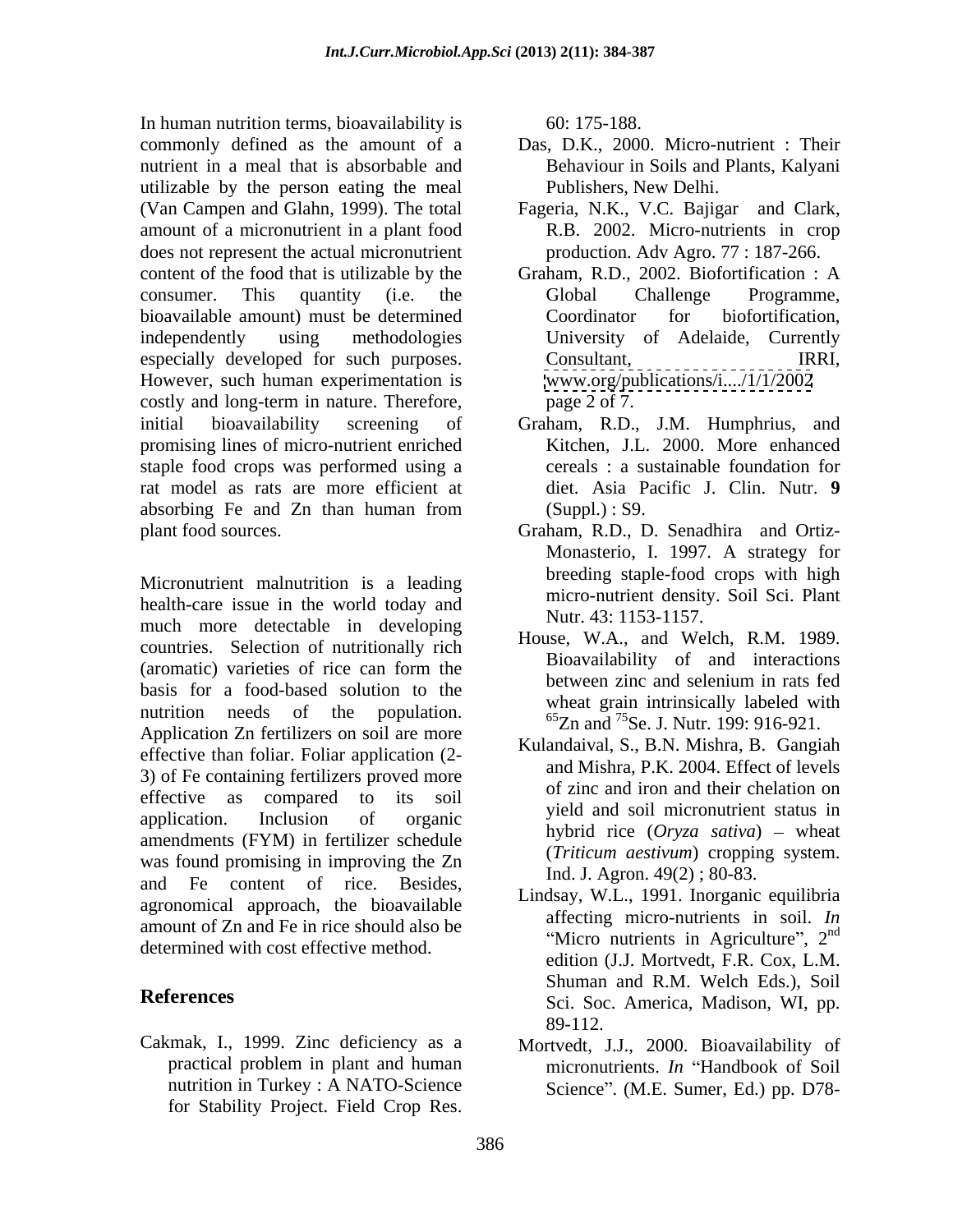In human nutrition terms, bioavailability is commonly defined as the amount of a nutrient in a meal that is absorbable and utilizable by the person eating the meal (Van Campen and Glahn, 1999). The total amount of a micronutrient in a plant food does not represent the actual micronutrient content of the food that is utilizable by the consumer. This quantity (i.e. the bioavailable amount) must be determined independently using methodologies especially developed for such purposes. However, such human experimentation is costly and long-term in nature. Therefore, initial bioavailability screening of promising lines of micro-nutrient enriched staple food crops was performed using a rat model as rats are more efficient at absorbing Fe and Zn than human from plant food sources.

Micronutrient malnutrition is a leading health-care issue in the world today and much more detectable in developing countries. Selection of nutritionally rich (aromatic) varieties of rice can form the basis for a food-based solution to the nutrition needs of the population. Application Zn fertilizers on soil are more effective than foliar. Foliar application (2-3) of Fe containing fertilizers proved more effective as compared to its soil application. Inclusion of organic amendments (FYM) in fertilizer schedule was found promising in improving the Zn and Fe content of rice. Besides, agronomical approach, the bioavailable amount of Zn and Fe in rice should also be determined with cost effective method.

## References

Cakmak, I., 1999. Zinc deficiency as a practical problem in plant and human nutrition in Turkey : A NATO-Science for Stability Project. Field Crop Res. 60: 175-188.

Das, D.K., 2000. Micro-nutrient : Their Behaviour in Soils and Plants, Kalyani Publishers, New Delhi.

Fageria, N.K., V.C. Bajigar and Clark, R.B. 2002. Micro-nutrients in crop production. Adv Agro. 77 : 187-266.

Graham, R.D., 2002. Biofortification : A Global Challenge Programme, Coordinator for biofortification, University of Adelaide, Currently Consultant, IRRI, www.org/publications/i..../1/1/2002 page 2 of 7.

Graham, R.D., J.M. Humphrius, and Kitchen, J.L. 2000. More enhanced cereals : a sustainable foundation for diet. Asia Pacific J. Clin. Nutr. **9** (Suppl.) : S9.

Graham, R.D., D. Senadhira and Ortiz-Monasterio, I. 1997. A strategy for breeding staple-food crops with high micro-nutrient density. Soil Sci. Plant Nutr. 43: 1153-1157.

House, W.A., and Welch, R.M. 1989. Bioavailability of and interactions between zinc and selenium in rats fed wheat grain intrinsically labeled with $^{65}$Zn and $^{75}$Se. J. Nutr. 199: 916-921.

Kulandaival, S., B.N. Mishra, B. Gangiah and Mishra, P.K. 2004. Effect of levels of zinc and iron and their chelation on yield and soil micronutrient status in hybrid rice (*Oryza sativa*) – wheat (*Triticum aestivum*) cropping system. Ind. J. Agron. 49(2) ; 80-83.

Lindsay, W.L., 1991. Inorganic equilibria affecting micro-nutrients in soil. *In* "Micro nutrients in Agriculture", 2$^{nd}$ edition (J.J. Mortvedt, F.R. Cox, L.M. Shuman and R.M. Welch Eds.), Soil Sci. Soc. America, Madison, WI, pp. 89-112.

Mortvedt, J.J., 2000. Bioavailability of micronutrients. *In* "Handbook of Soil Science". (M.E. Sumer, Ed.) pp. D78-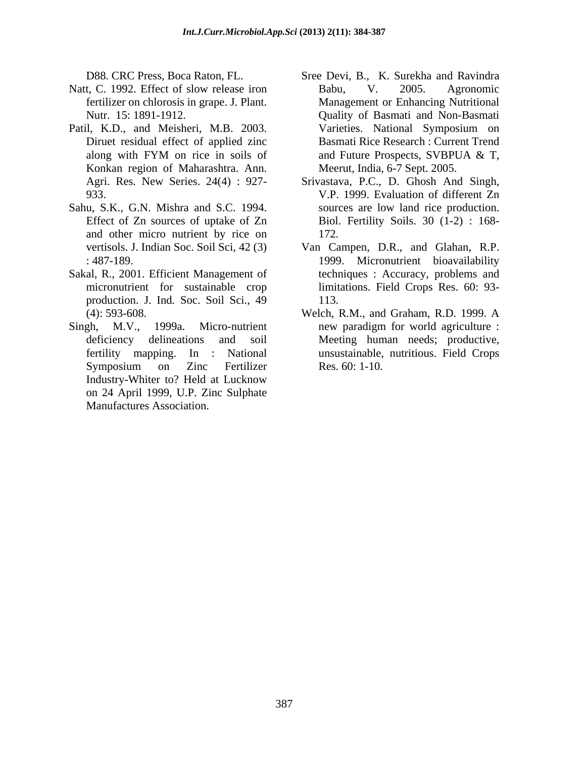D88. CRC Press, Boca Raton, FL.

Natt, C. 1992. Effect of slow release iron fertilizer on chlorosis in grape. J. Plant. Nutr. 15: 1891-1912.

Patil, K.D., and Meisheri, M.B. 2003. Diruet residual effect of applied zinc along with FYM on rice in soils of Konkan region of Maharashtra. Ann. Agri. Res. New Series. 24(4) : 927-933.

Sahu, S.K., G.N. Mishra and S.C. 1994. Effect of Zn sources of uptake of Zn and other micro nutrient by rice on vertisols. J. Indian Soc. Soil Sci, 42 (3) : 487-189.

Sakal, R., 2001. Efficient Management of micronutrient for sustainable crop production. J. Ind. Soc. Soil Sci., 49 (4): 593-608.

Singh, M.V., 1999a. Micro-nutrient deficiency delineations and soil fertility mapping. In : National Symposium on Zinc Fertilizer Industry-Whiter to? Held at Lucknow on 24 April 1999, U.P. Zinc Sulphate Manufactures Association.

Sree Devi, B., K. Surekha and Ravindra Babu, V. 2005. Agronomic Management or Enhancing Nutritional Quality of Basmati and Non-Basmati Varieties. National Symposium on Basmati Rice Research : Current Trend and Future Prospects, SVBPUA & T, Meerut, India, 6-7 Sept. 2005.

Srivastava, P.C., D. Ghosh And Singh, V.P. 1999. Evaluation of different Zn sources are low land rice production. Biol. Fertility Soils. 30 (1-2) : 168-172.

Van Campen, D.R., and Glahan, R.P. 1999. Micronutrient bioavailability techniques : Accuracy, problems and limitations. Field Crops Res. 60: 93-113.

Welch, R.M., and Graham, R.D. 1999. A new paradigm for world agriculture : Meeting human needs; productive, unsustainable, nutritious. Field Crops Res. 60: 1-10.